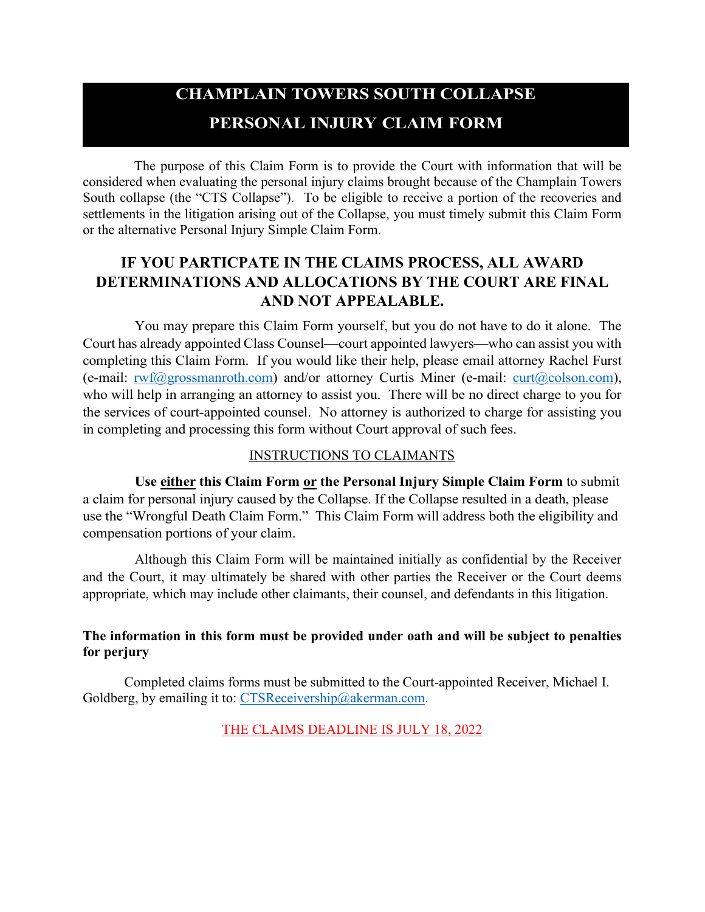# CHAMPLAIN TOWERS SOUTH COLLAPSE

# PERSONAL INJURY CLAIM FORM

The purpose of this Claim Form is to provide the Court with information that will be considered when evaluating the personal injury claims brought because of the Champlain Towers South collapse (the "CTS Collapse"). To be eligible to receive a portion of the recoveries and settlements in the litigation arising out of the Collapse, you must timely submit this Claim Form or the alternative Personal Injury Simple Claim Form.

## IF YOU PARTICPATE IN THE CLAIMS PROCESS, ALL AWARD DETERMINATIONS AND ALLOCATIONS BY THE COURT ARE FINAL AND NOT APPEALABLE.

You may prepare this Claim Form yourself, but you do not have to do it alone. The Court has already appointed Class Counsel—court appointed lawyers—who can assist you with completing this Claim Form. If you would like their help, please email attorney Rachel Furst (e-mail: rwf@grossmanroth.com) and/or attorney Curtis Miner (e-mail: curt@colson.com), who will help in arranging an attorney to assist you. There will be no direct charge to you for the services of court-appointed counsel. No attorney is authorized to charge for assisting you in completing and processing this form without Court approval of such fees.

INSTRUCTIONS TO CLAIMANTS

**Use either this Claim Form or the Personal Injury Simple Claim Form** to submit a claim for personal injury caused by the Collapse. If the Collapse resulted in a death, please use the "Wrongful Death Claim Form." This Claim Form will address both the eligibility and compensation portions of your claim.

Although this Claim Form will be maintained initially as confidential by the Receiver and the Court, it may ultimately be shared with other parties the Receiver or the Court deems appropriate, which may include other claimants, their counsel, and defendants in this litigation.

**The information in this form must be provided under oath and will be subject to penalties for perjury**

Completed claims forms must be submitted to the Court-appointed Receiver, Michael I. Goldberg, by emailing it to: CTSReceivership@akerman.com.

THE CLAIMS DEADLINE IS JULY 18, 2022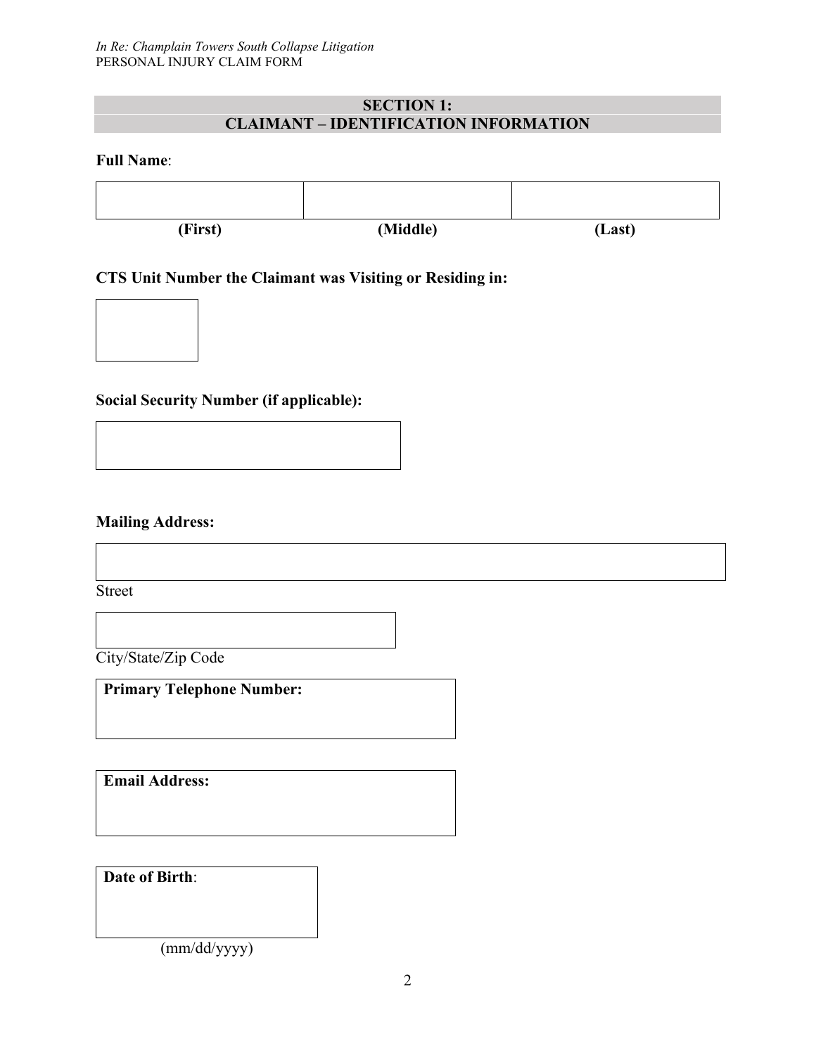## SECTION 1:
## CLAIMANT – IDENTIFICATION INFORMATION

**Full Name**:

| | | |
|---|---|---|
| | | |
| **(First)** | **(Middle)** | **(Last)** |

**CTS Unit Number the Claimant was Visiting or Residing in:**

**Social Security Number (if applicable):**

**Mailing Address:**

Street

City/State/Zip Code

**Primary Telephone Number:**

**Email Address:**

**Date of Birth**:

(mm/dd/yyyy)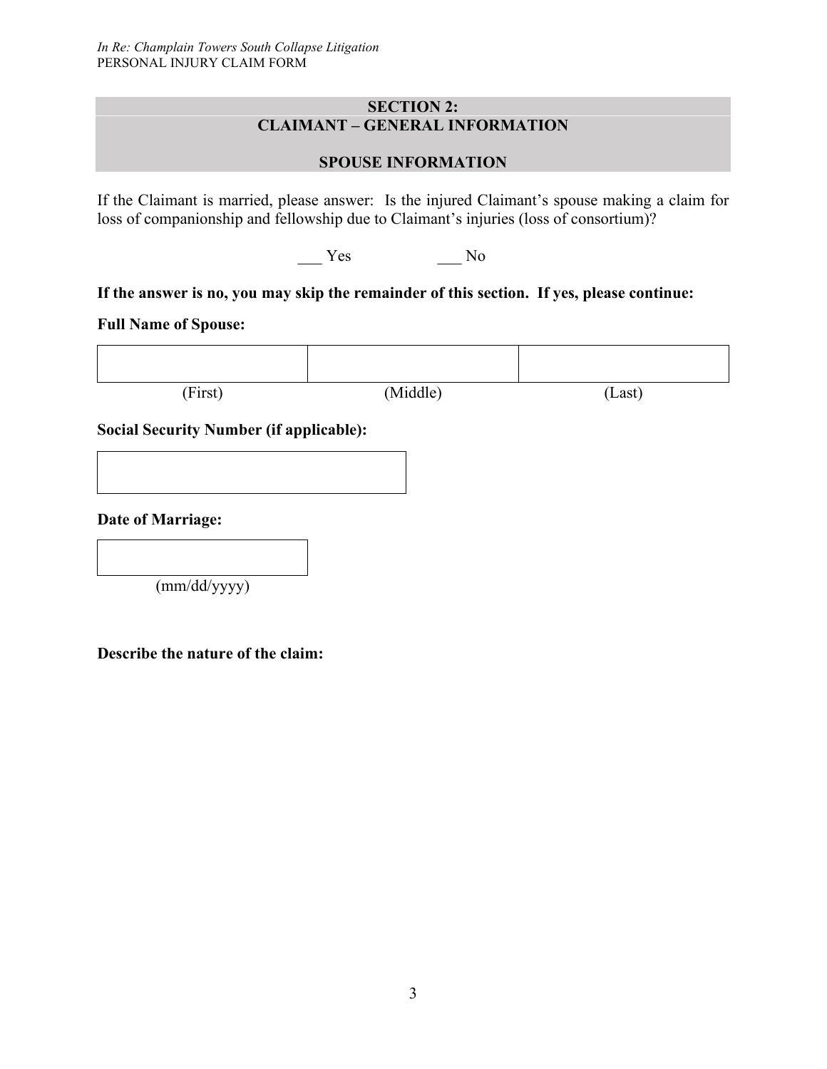## SECTION 2:
## CLAIMANT – GENERAL INFORMATION

### SPOUSE INFORMATION

If the Claimant is married, please answer: Is the injured Claimant's spouse making a claim for loss of companionship and fellowship due to Claimant's injuries (loss of consortium)?

___ Yes ___ No

**If the answer is no, you may skip the remainder of this section. If yes, please continue:**

**Full Name of Spouse:**

| | | |
|---|---|---|
| (First) | (Middle) | (Last) |

**Social Security Number (if applicable):**

**Date of Marriage:**

(mm/dd/yyyy)

**Describe the nature of the claim:**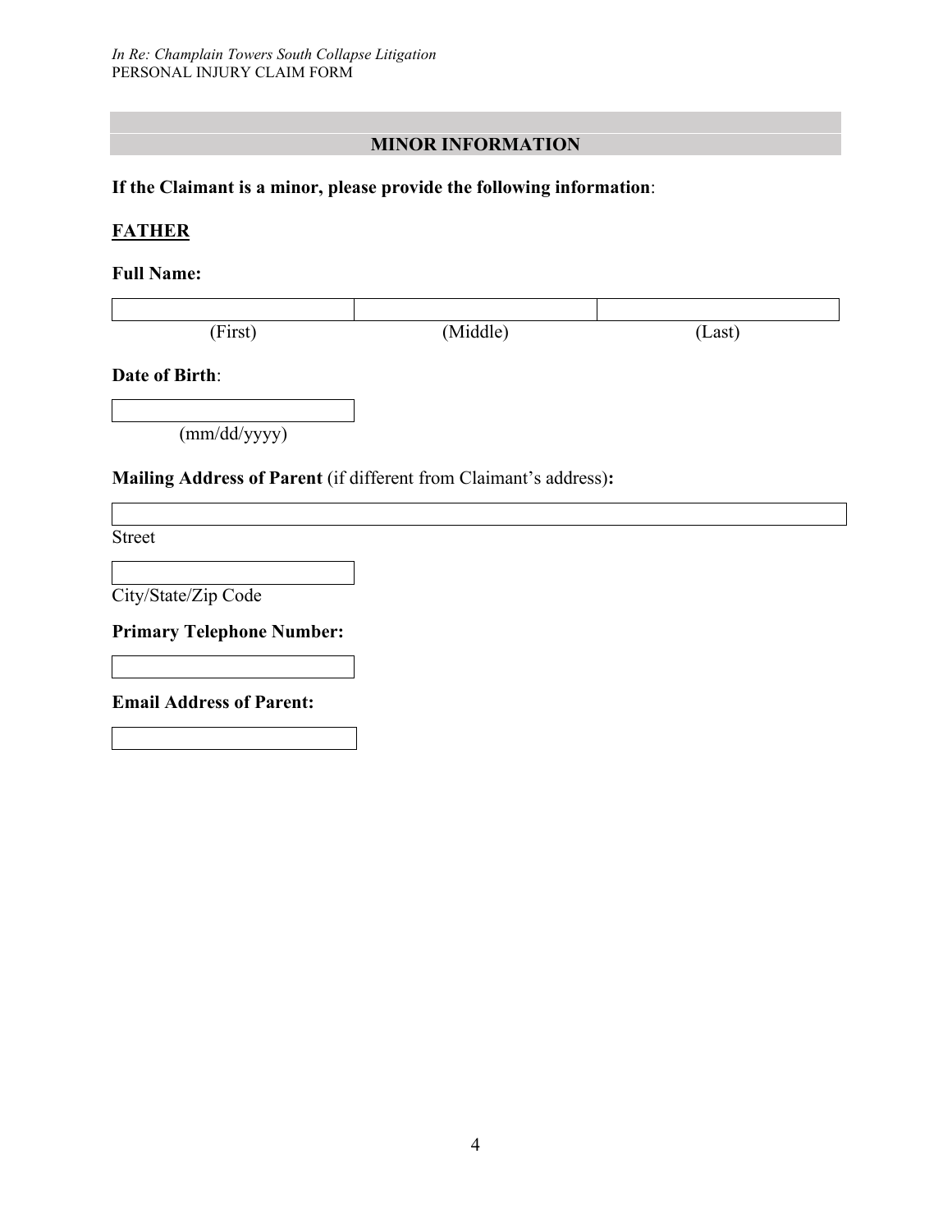## MINOR INFORMATION

**If the Claimant is a minor, please provide the following information**:

**FATHER**

**Full Name:**

| | | |
|---|---|---|
| (First) | (Middle) | (Last) |

**Date of Birth**:

(mm/dd/yyyy)

**Mailing Address of Parent** (if different from Claimant's address)**:**

Street

City/State/Zip Code

**Primary Telephone Number:**

**Email Address of Parent:**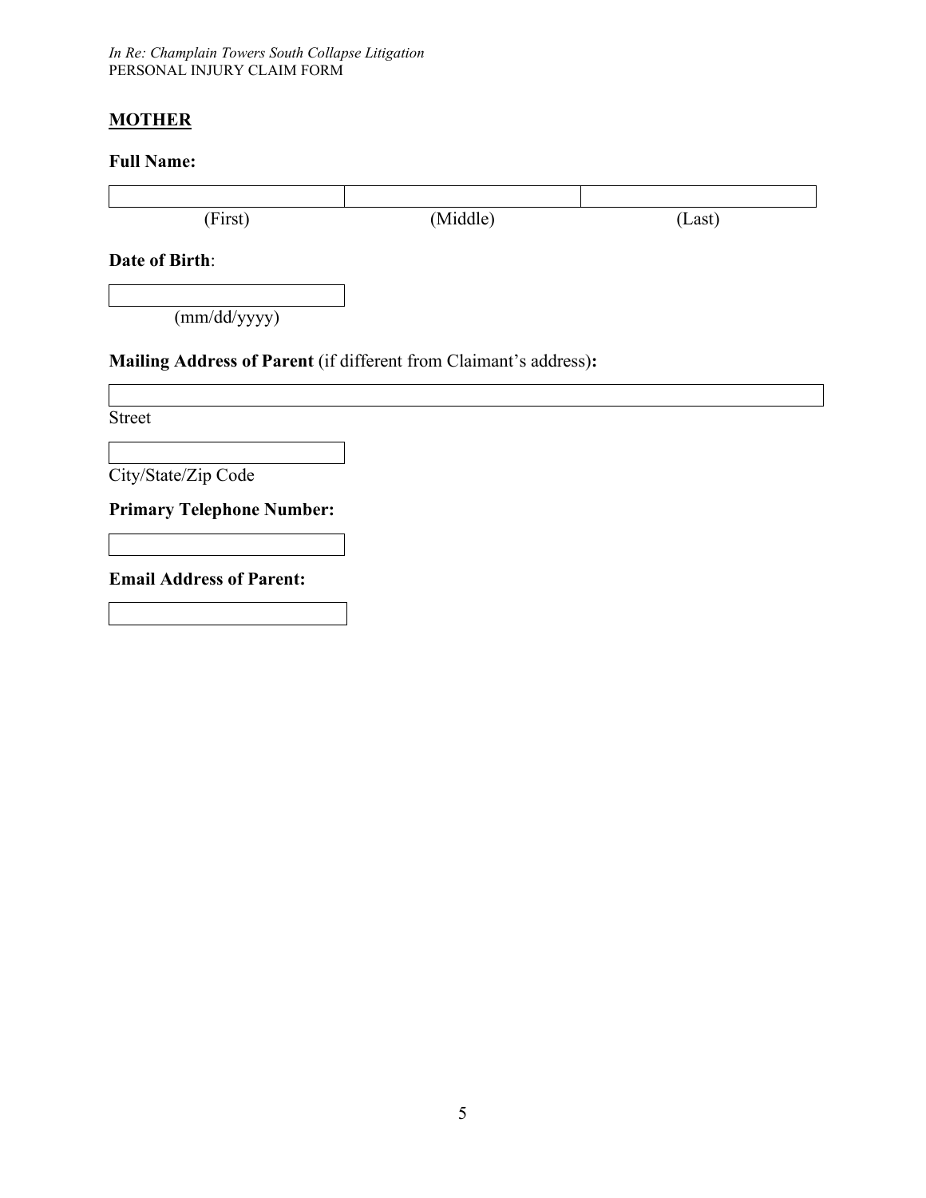## MOTHER

**Full Name:**

| | | |
|---|---|---|
| (First) | (Middle) | (Last) |

**Date of Birth**:

(mm/dd/yyyy)

**Mailing Address of Parent** (if different from Claimant's address)**:**

Street

City/State/Zip Code

**Primary Telephone Number:**

**Email Address of Parent:**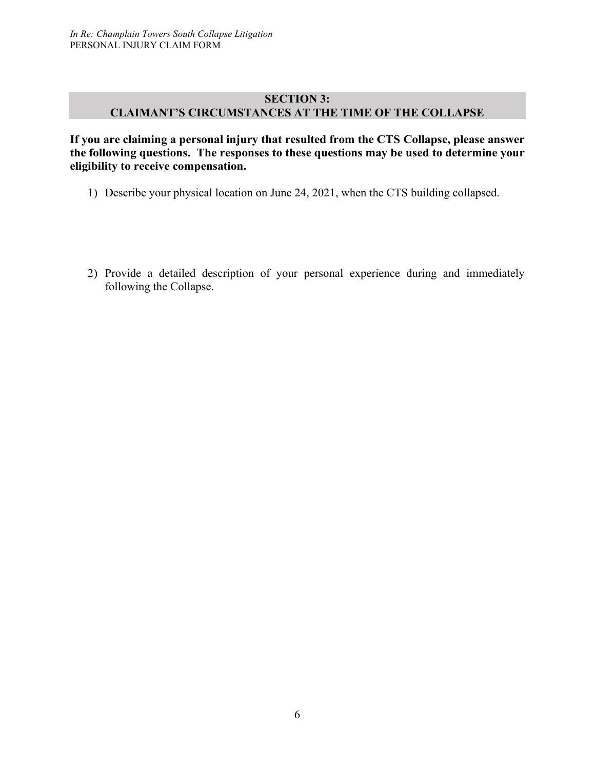## SECTION 3: CLAIMANT'S CIRCUMSTANCES AT THE TIME OF THE COLLAPSE

**If you are claiming a personal injury that resulted from the CTS Collapse, please answer the following questions. The responses to these questions may be used to determine your eligibility to receive compensation.**

1) Describe your physical location on June 24, 2021, when the CTS building collapsed.

2) Provide a detailed description of your personal experience during and immediately following the Collapse.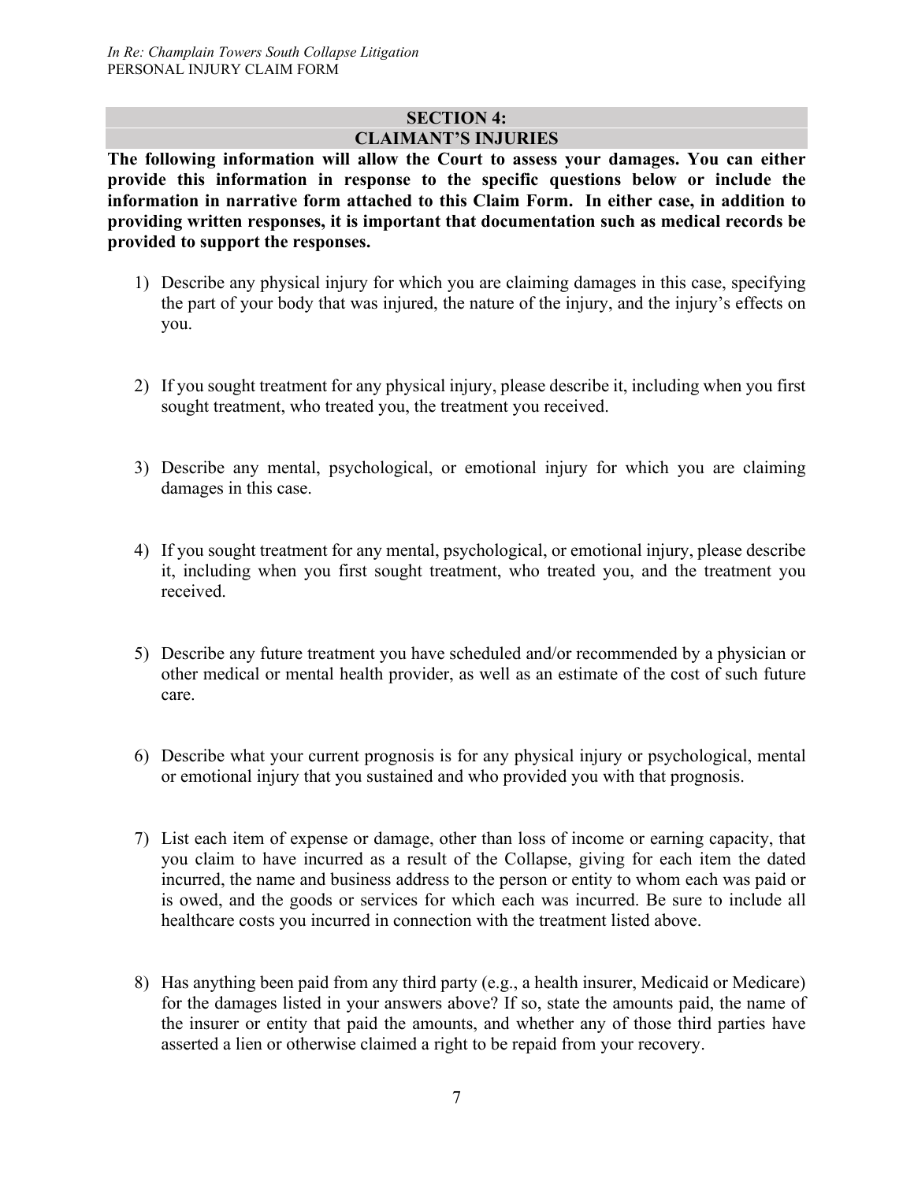## SECTION 4:
## CLAIMANT'S INJURIES

**The following information will allow the Court to assess your damages. You can either provide this information in response to the specific questions below or include the information in narrative form attached to this Claim Form. In either case, in addition to providing written responses, it is important that documentation such as medical records be provided to support the responses.**

1) Describe any physical injury for which you are claiming damages in this case, specifying the part of your body that was injured, the nature of the injury, and the injury's effects on you.

2) If you sought treatment for any physical injury, please describe it, including when you first sought treatment, who treated you, the treatment you received.

3) Describe any mental, psychological, or emotional injury for which you are claiming damages in this case.

4) If you sought treatment for any mental, psychological, or emotional injury, please describe it, including when you first sought treatment, who treated you, and the treatment you received.

5) Describe any future treatment you have scheduled and/or recommended by a physician or other medical or mental health provider, as well as an estimate of the cost of such future care.

6) Describe what your current prognosis is for any physical injury or psychological, mental or emotional injury that you sustained and who provided you with that prognosis.

7) List each item of expense or damage, other than loss of income or earning capacity, that you claim to have incurred as a result of the Collapse, giving for each item the dated incurred, the name and business address to the person or entity to whom each was paid or is owed, and the goods or services for which each was incurred. Be sure to include all healthcare costs you incurred in connection with the treatment listed above.

8) Has anything been paid from any third party (e.g., a health insurer, Medicaid or Medicare) for the damages listed in your answers above? If so, state the amounts paid, the name of the insurer or entity that paid the amounts, and whether any of those third parties have asserted a lien or otherwise claimed a right to be repaid from your recovery.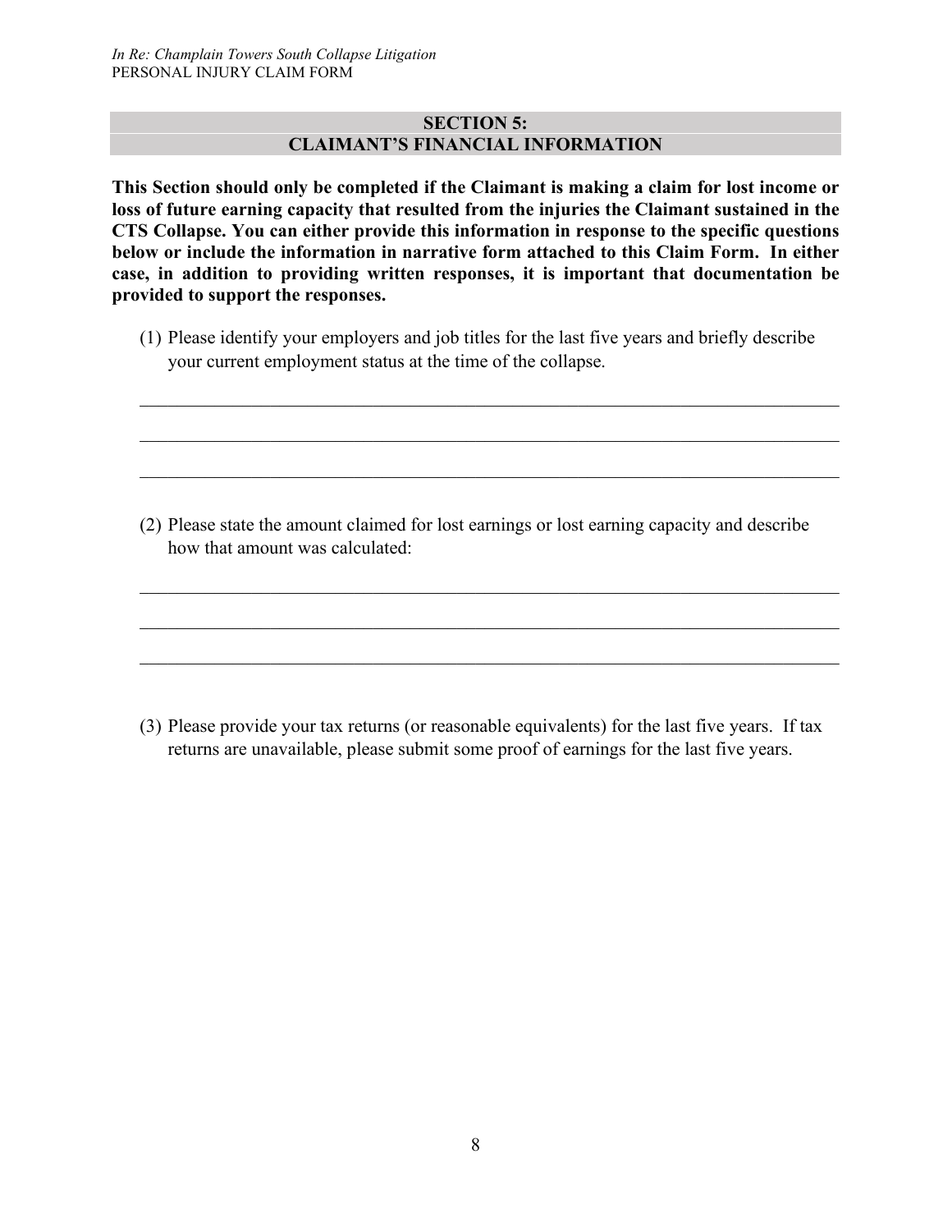## SECTION 5:
## CLAIMANT'S FINANCIAL INFORMATION

**This Section should only be completed if the Claimant is making a claim for lost income or loss of future earning capacity that resulted from the injuries the Claimant sustained in the CTS Collapse. You can either provide this information in response to the specific questions below or include the information in narrative form attached to this Claim Form. In either case, in addition to providing written responses, it is important that documentation be provided to support the responses.**

(1) Please identify your employers and job titles for the last five years and briefly describe your current employment status at the time of the collapse.

______________________________________________________________________________

______________________________________________________________________________

______________________________________________________________________________

(2) Please state the amount claimed for lost earnings or lost earning capacity and describe how that amount was calculated:

______________________________________________________________________________

______________________________________________________________________________

______________________________________________________________________________

(3) Please provide your tax returns (or reasonable equivalents) for the last five years. If tax returns are unavailable, please submit some proof of earnings for the last five years.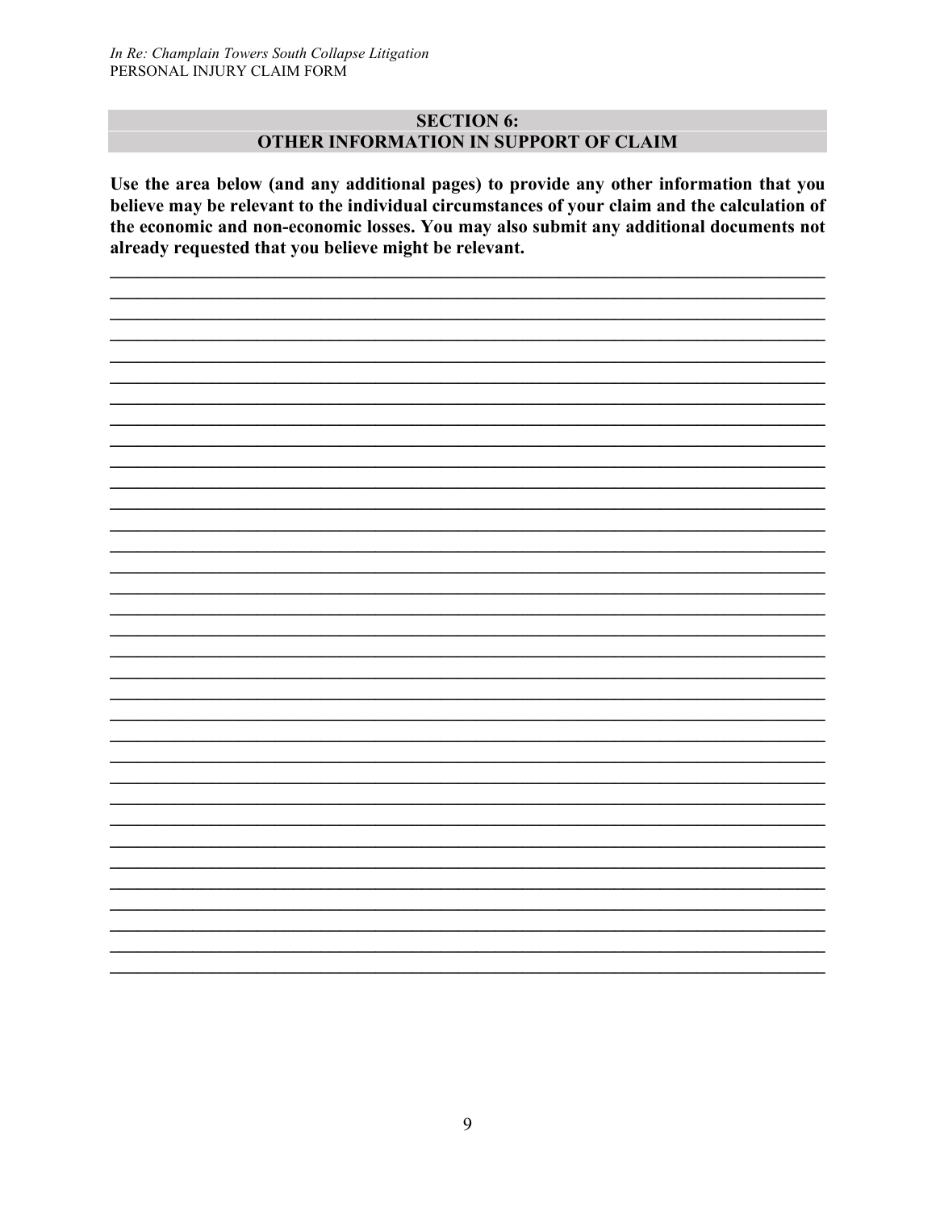## SECTION 6:
## OTHER INFORMATION IN SUPPORT OF CLAIM

**Use the area below (and any additional pages) to provide any other information that you believe may be relevant to the individual circumstances of your claim and the calculation of the economic and non-economic losses. You may also submit any additional documents not already requested that you believe might be relevant.**

_______________________________________________________________________________
_______________________________________________________________________________
_______________________________________________________________________________
_______________________________________________________________________________
_______________________________________________________________________________
_______________________________________________________________________________
_______________________________________________________________________________
_______________________________________________________________________________
_______________________________________________________________________________
_______________________________________________________________________________
_______________________________________________________________________________
_______________________________________________________________________________
_______________________________________________________________________________
_______________________________________________________________________________
_______________________________________________________________________________
_______________________________________________________________________________
_______________________________________________________________________________
_______________________________________________________________________________
_______________________________________________________________________________
_______________________________________________________________________________
_______________________________________________________________________________
_______________________________________________________________________________
_______________________________________________________________________________
_______________________________________________________________________________
_______________________________________________________________________________
_______________________________________________________________________________
_______________________________________________________________________________
_______________________________________________________________________________
_______________________________________________________________________________
_______________________________________________________________________________
_______________________________________________________________________________
_______________________________________________________________________________
_______________________________________________________________________________
_______________________________________________________________________________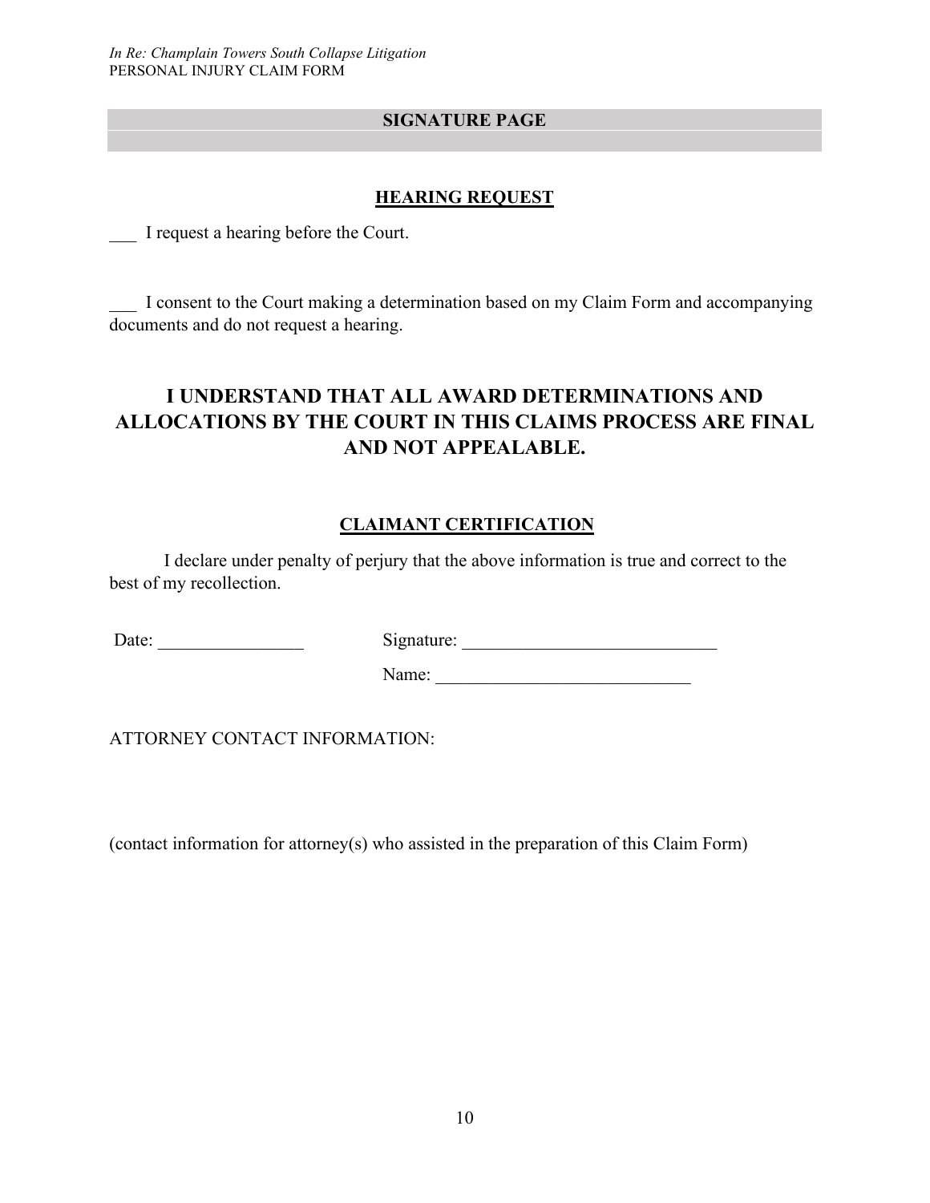## SIGNATURE PAGE

### HEARING REQUEST

___ I request a hearing before the Court.

___ I consent to the Court making a determination based on my Claim Form and accompanying documents and do not request a hearing.

**I UNDERSTAND THAT ALL AWARD DETERMINATIONS AND ALLOCATIONS BY THE COURT IN THIS CLAIMS PROCESS ARE FINAL AND NOT APPEALABLE.**

### CLAIMANT CERTIFICATION

I declare under penalty of perjury that the above information is true and correct to the best of my recollection.

Date: ________________ Signature: ____________________________

Name: ____________________________

ATTORNEY CONTACT INFORMATION:

(contact information for attorney(s) who assisted in the preparation of this Claim Form)